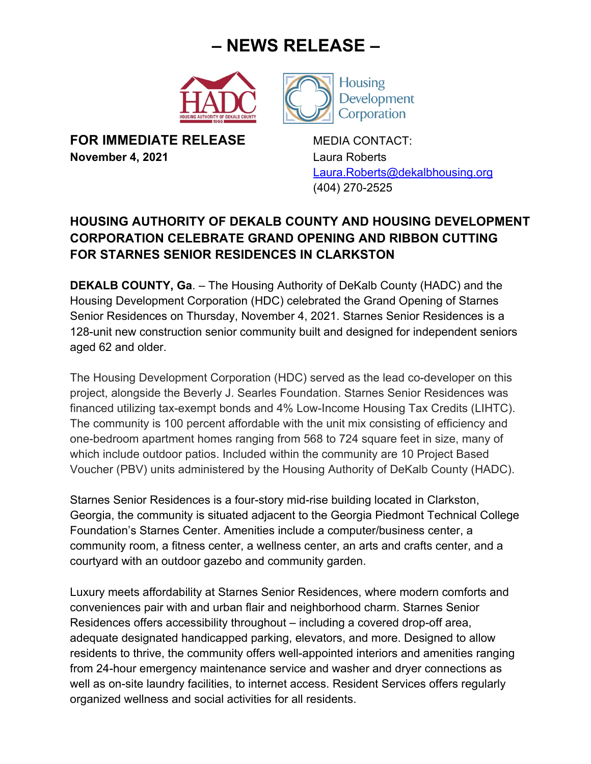# – NEWS RELEASE –

**FOR IMMEDIATE RELEASE**
**November 4, 2021**

MEDIA CONTACT:
Laura Roberts
Laura.Roberts@dekalbhousing.org
(404) 270-2525

## HOUSING AUTHORITY OF DEKALB COUNTY AND HOUSING DEVELOPMENT CORPORATION CELEBRATE GRAND OPENING AND RIBBON CUTTING FOR STARNES SENIOR RESIDENCES IN CLARKSTON

**DEKALB COUNTY, Ga**. – The Housing Authority of DeKalb County (HADC) and the Housing Development Corporation (HDC) celebrated the Grand Opening of Starnes Senior Residences on Thursday, November 4, 2021. Starnes Senior Residences is a 128-unit new construction senior community built and designed for independent seniors aged 62 and older.

The Housing Development Corporation (HDC) served as the lead co-developer on this project, alongside the Beverly J. Searles Foundation. Starnes Senior Residences was financed utilizing tax-exempt bonds and 4% Low-Income Housing Tax Credits (LIHTC). The community is 100 percent affordable with the unit mix consisting of efficiency and one-bedroom apartment homes ranging from 568 to 724 square feet in size, many of which include outdoor patios. Included within the community are 10 Project Based Voucher (PBV) units administered by the Housing Authority of DeKalb County (HADC).

Starnes Senior Residences is a four-story mid-rise building located in Clarkston, Georgia, the community is situated adjacent to the Georgia Piedmont Technical College Foundation's Starnes Center. Amenities include a computer/business center, a community room, a fitness center, a wellness center, an arts and crafts center, and a courtyard with an outdoor gazebo and community garden.

Luxury meets affordability at Starnes Senior Residences, where modern comforts and conveniences pair with and urban flair and neighborhood charm. Starnes Senior Residences offers accessibility throughout – including a covered drop-off area, adequate designated handicapped parking, elevators, and more. Designed to allow residents to thrive, the community offers well-appointed interiors and amenities ranging from 24-hour emergency maintenance service and washer and dryer connections as well as on-site laundry facilities, to internet access. Resident Services offers regularly organized wellness and social activities for all residents.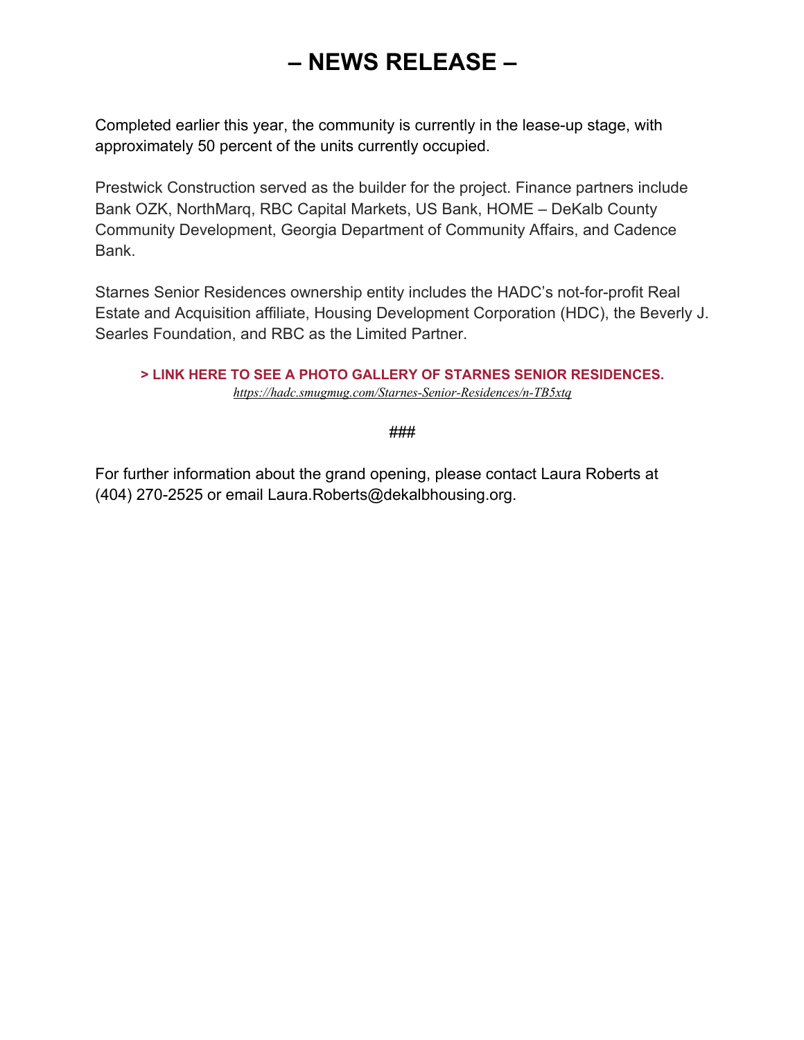# – NEWS RELEASE –

Completed earlier this year, the community is currently in the lease-up stage, with approximately 50 percent of the units currently occupied.

Prestwick Construction served as the builder for the project. Finance partners include Bank OZK, NorthMarq, RBC Capital Markets, US Bank, HOME – DeKalb County Community Development, Georgia Department of Community Affairs, and Cadence Bank.

Starnes Senior Residences ownership entity includes the HADC's not-for-profit Real Estate and Acquisition affiliate, Housing Development Corporation (HDC), the Beverly J. Searles Foundation, and RBC as the Limited Partner.

**> LINK HERE TO SEE A PHOTO GALLERY OF STARNES SENIOR RESIDENCES.**

*https://hadc.smugmug.com/Starnes-Senior-Residences/n-TB5xtq*

###

For further information about the grand opening, please contact Laura Roberts at (404) 270-2525 or email Laura.Roberts@dekalbhousing.org.